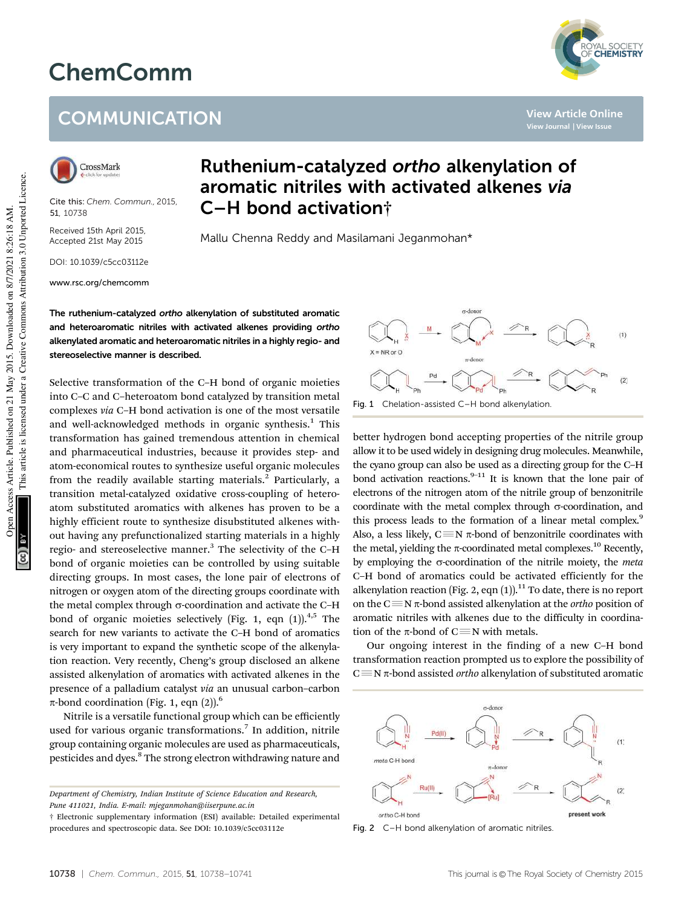# ChemComm

## COMMUNICATION

Cite this: *Chem. Commun.*, 2015, 51, 10738

Received 15th April 2015,
Accepted 21st May 2015

DOI: 10.1039/c5cc03112e

www.rsc.org/chemcomm

# Ruthenium-catalyzed *ortho* alkenylation of aromatic nitriles with activated alkenes *via* C–H bond activation†

Mallu Chenna Reddy and Masilamani Jeganmohan*

**The ruthenium-catalyzed *ortho* alkenylation of substituted aromatic and heteroaromatic nitriles with activated alkenes providing *ortho* alkenylated aromatic and heteroaromatic nitriles in a highly regio- and stereoselective manner is described.**

Selective transformation of the C–H bond of organic moieties into C–C and C–heteroatom bond catalyzed by transition metal complexes *via* C–H bond activation is one of the most versatile and well-acknowledged methods in organic synthesis.[1] This transformation has gained tremendous attention in chemical and pharmaceutical industries, because it provides step- and atom-economical routes to synthesize useful organic molecules from the readily available starting materials.[2] Particularly, a transition metal-catalyzed oxidative cross-coupling of heteroatom substituted aromatics with alkenes has proven to be a highly efficient route to synthesize disubstituted alkenes without having any prefunctionalized starting materials in a highly regio- and stereoselective manner.[3] The selectivity of the C–H bond of organic moieties can be controlled by using suitable directing groups. In most cases, the lone pair of electrons of nitrogen or oxygen atom of the directing groups coordinate with the metal complex through σ-coordination and activate the C–H bond of organic moieties selectively (Fig. 1, eqn (1)).[4,5] The search for new variants to activate the C–H bond of aromatics is very important to expand the synthetic scope of the alkenylation reaction. Very recently, Cheng's group disclosed an alkene assisted alkenylation of aromatics with activated alkenes in the presence of a palladium catalyst *via* an unusual carbon–carbon π-bond coordination (Fig. 1, eqn (2)).[6]

Nitrile is a versatile functional group which can be efficiently used for various organic transformations.[7] In addition, nitrile group containing organic molecules are used as pharmaceuticals, pesticides and dyes.[8] The strong electron withdrawing nature and better hydrogen bond accepting properties of the nitrile group allow it to be used widely in designing drug molecules. Meanwhile, the cyano group can also be used as a directing group for the C–H bond activation reactions.[9–11] It is known that the lone pair of electrons of the nitrogen atom of the nitrile group of benzonitrile coordinate with the metal complex through σ-coordination, and this process leads to the formation of a linear metal complex.[9] Also, a less likely, C≡N π-bond of benzonitrile coordinates with the metal, yielding the π-coordinated metal complexes.[10] Recently, by employing the σ-coordination of the nitrile moiety, the *meta* C–H bond of aromatics could be activated efficiently for the alkenylation reaction (Fig. 2, eqn (1)).[11] To date, there is no report on the C≡N π-bond assisted alkenylation at the *ortho* position of aromatic nitriles with alkenes due to the difficulty in coordination of the π-bond of C≡N with metals.

Fig. 1 Chelation-assisted C–H bond alkenylation.

Our ongoing interest in the finding of a new C–H bond transformation reaction prompted us to explore the possibility of C≡N π-bond assisted *ortho* alkenylation of substituted aromatic

Fig. 2 C–H bond alkenylation of aromatic nitriles.

Department of Chemistry, Indian Institute of Science Education and Research, Pune 411021, India. E-mail: mjeganmohan@iiserpune.ac.in

† Electronic supplementary information (ESI) available: Detailed experimental procedures and spectroscopic data. See DOI: 10.1039/c5cc03112e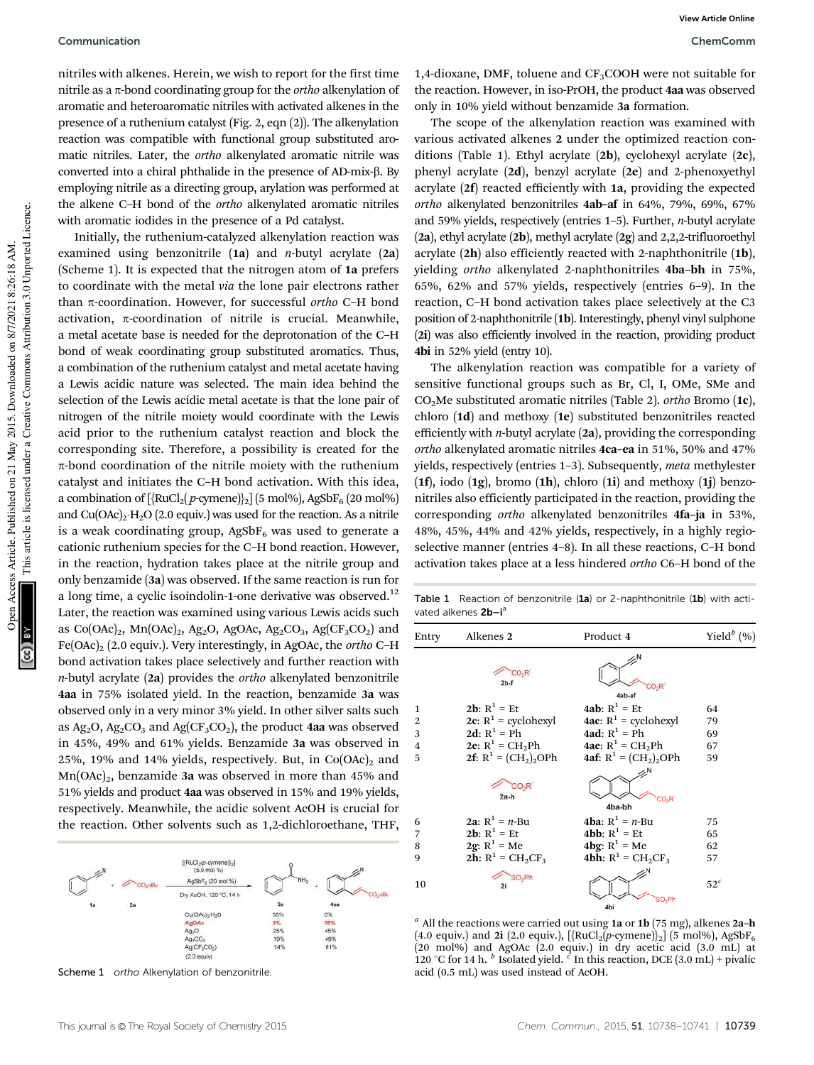nitriles with alkenes. Herein, we wish to report for the first time nitrile as a π-bond coordinating group for the *ortho* alkenylation of aromatic and heteroaromatic nitriles with activated alkenes in the presence of a ruthenium catalyst (Fig. 2, eqn (2)). The alkenylation reaction was compatible with functional group substituted aromatic nitriles. Later, the *ortho* alkenylated aromatic nitrile was converted into a chiral phthalide in the presence of AD-mix-β. By employing nitrile as a directing group, arylation was performed at the alkene C–H bond of the *ortho* alkenylated aromatic nitriles with aromatic iodides in the presence of a Pd catalyst.

Initially, the ruthenium-catalyzed alkenylation reaction was examined using benzonitrile (**1a**) and *n*-butyl acrylate (**2a**) (Scheme 1). It is expected that the nitrogen atom of **1a** prefers to coordinate with the metal *via* the lone pair electrons rather than π-coordination. However, for successful *ortho* C–H bond activation, π-coordination of nitrile is crucial. Meanwhile, a metal acetate base is needed for the deprotonation of the C–H bond of weak coordinating group substituted aromatics. Thus, a combination of the ruthenium catalyst and metal acetate having a Lewis acidic nature was selected. The main idea behind the selection of the Lewis acidic metal acetate is that the lone pair of nitrogen of the nitrile moiety would coordinate with the Lewis acid prior to the ruthenium catalyst reaction and block the corresponding site. Therefore, a possibility is created for the π-bond coordination of the nitrile moiety with the ruthenium catalyst and initiates the C–H bond activation. With this idea, a combination of $[\{RuCl_2(p\text{-cymene})\}_2]$ (5 mol%), $AgSbF_6$ (20 mol%) and $Cu(OAc)_2{\cdot}H_2O$ (2.0 equiv.) was used for the reaction. As a nitrile is a weak coordinating group, $AgSbF_6$ was used to generate a cationic ruthenium species for the C–H bond reaction. However, in the reaction, hydration takes place at the nitrile group and only benzamide (**3a**) was observed. If the same reaction is run for a long time, a cyclic isoindolin-1-one derivative was observed.[12] Later, the reaction was examined using various Lewis acids such as $Co(OAc)_2$, $Mn(OAc)_2$, $Ag_2O$, AgOAc, $Ag_2CO_3$, $Ag(CF_3CO_2)$ and $Fe(OAc)_2$ (2.0 equiv.). Very interestingly, in AgOAc, the *ortho* C–H bond activation takes place selectively and further reaction with *n*-butyl acrylate (**2a**) provides the *ortho* alkenylated benzonitrile **4aa** in 75% isolated yield. In the reaction, benzamide **3a** was observed only in a very minor 3% yield. In other silver salts such as $Ag_2O$, $Ag_2CO_3$ and $Ag(CF_3CO_2)$, the product **4aa** was observed in 45%, 49% and 61% yields. Benzamide **3a** was observed in 25%, 19% and 14% yields, respectively. But, in $Co(OAc)_2$ and $Mn(OAc)_2$, benzamide **3a** was observed in more than 45% and 51% yields and product **4aa** was observed in 15% and 19% yields, respectively. Meanwhile, the acidic solvent AcOH is crucial for the reaction. Other solvents such as 1,2-dichloroethane, THF, 1,4-dioxane, DMF, toluene and $CF_3COOH$ were not suitable for the reaction. However, in iso-PrOH, the product **4aa** was observed only in 10% yield without benzamide **3a** formation.

Scheme 1 conditions: **1a** + **2a**, $[\{RuCl_2(p\text{-cymene})\}_2]$ (5.0 mol %), $AgSbF_6$ (20 mol %), Dry AcOH, 120 °C, 14 h → **3a** + **4aa**

| Additive (2.0 equiv) | 3a | 4aa |
|---|---|---|
| $Cu(OAc)_2{\cdot}H_2O$ | 65% | 0% |
| AgOAc | 3% | 75% |
| $Ag_2O$ | 25% | 45% |
| $Ag_2CO_3$ | 19% | 49% |
| $Ag(CF_3CO_2)$ | 14% | 61% |

Scheme 1 *ortho* Alkenylation of benzonitrile.

The scope of the alkenylation reaction was examined with various activated alkenes **2** under the optimized reaction conditions (Table 1). Ethyl acrylate (**2b**), cyclohexyl acrylate (**2c**), phenyl acrylate (**2d**), benzyl acrylate (**2e**) and 2-phenoxyethyl acrylate (**2f**) reacted efficiently with **1a**, providing the expected *ortho* alkenylated benzonitriles **4ab–af** in 64%, 79%, 69%, 67% and 59% yields, respectively (entries 1–5). Further, *n*-butyl acrylate (**2a**), ethyl acrylate (**2b**), methyl acrylate (**2g**) and 2,2,2-trifluoroethyl acrylate (**2h**) also efficiently reacted with 2-naphthonitrile (**1b**), yielding *ortho* alkenylated 2-naphthonitriles **4ba–bh** in 75%, 65%, 62% and 57% yields, respectively (entries 6–9). In the reaction, C–H bond activation takes place selectively at the C3 position of 2-naphthonitrile (**1b**). Interestingly, phenyl vinyl sulphone (**2i**) was also efficiently involved in the reaction, providing product **4bi** in 52% yield (entry 10).

The alkenylation reaction was compatible for a variety of sensitive functional groups such as Br, Cl, I, OMe, SMe and $CO_2Me$ substituted aromatic nitriles (Table 2). *ortho* Bromo (**1c**), chloro (**1d**) and methoxy (**1e**) substituted benzonitriles reacted efficiently with *n*-butyl acrylate (**2a**), providing the corresponding *ortho* alkenylated aromatic nitriles **4ca–ea** in 51%, 50% and 47% yields, respectively (entries 1–3). Subsequently, *meta* methylester (**1f**), iodo (**1g**), bromo (**1h**), chloro (**1i**) and methoxy (**1j**) benzonitriles also efficiently participated in the reaction, providing the corresponding *ortho* alkenylated benzonitriles **4fa–ja** in 53%, 48%, 45%, 44% and 42% yields, respectively, in a highly regioselective manner (entries 4–8). In all these reactions, C–H bond activation takes place at a less hindered *ortho* C6–H bond of the

Table 1 Reaction of benzonitrile (**1a**) or 2-naphthonitrile (**1b**) with activated alkenes **2b–i**[a]

| Entry | Alkenes 2 | Product 4 | Yield[b] (%) |
|---|---|---|---|
| | **2b–f** | **4ab–af** | |
| 1 | **2b**: $R^1$ = Et | **4ab**: $R^1$ = Et | 64 |
| 2 | **2c**: $R^1$ = cyclohexyl | **4ac**: $R^1$ = cyclohexyl | 79 |
| 3 | **2d**: $R^1$ = Ph | **4ad**: $R^1$ = Ph | 69 |
| 4 | **2e**: $R^1$ = $CH_2Ph$ | **4ae**: $R^1$ = $CH_2Ph$ | 67 |
| 5 | **2f**: $R^1$ = $(CH_2)_2OPh$ | **4af**: $R^1$ = $(CH_2)_2OPh$ | 59 |
| | **2a–h** | **4ba–bh** | |
| 6 | **2a**: $R^1$ = *n*-Bu | **4ba**: $R^1$ = *n*-Bu | 75 |
| 7 | **2b**: $R^1$ = Et | **4bb**: $R^1$ = Et | 65 |
| 8 | **2g**: $R^1$ = Me | **4bg**: $R^1$ = Me | 62 |
| 9 | **2h**: $R^1$ = $CH_2CF_3$ | **4bh**: $R^1$ = $CH_2CF_3$ | 57 |
| 10 | **2i** | **4bi** | 52[c] |

[a] All the reactions were carried out using **1a** or **1b** (75 mg), alkenes **2a–h** (4.0 equiv.) and **2i** (2.0 equiv.), $[\{RuCl_2(p\text{-cymene})\}_2]$ (5 mol%), $AgSbF_6$ (20 mol%) and AgOAc (2.0 equiv.) in dry acetic acid (3.0 mL) at 120 °C for 14 h. [b] Isolated yield. [c] In this reaction, DCE (3.0 mL) + pivalic acid (0.5 mL) was used instead of AcOH.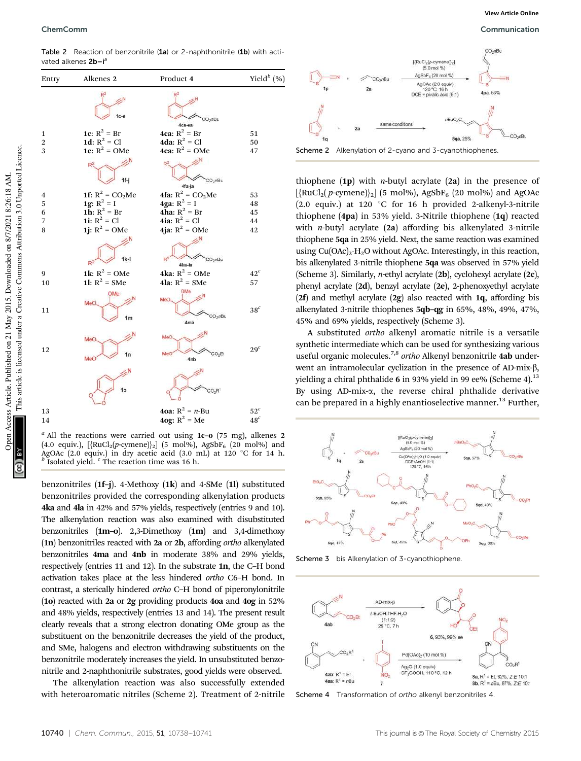**Table 2** Reaction of benzonitrile (**1a**) or 2-naphthonitrile (**1b**) with activated alkenes **2b–i**[a]

| Entry | Alkenes 2 | Product 4 | Yield[b] (%) |
|---|---|---|---|
| 1 | **1c**: $R^2$ = Br | **4ca**: $R^2$ = Br | 51 |
| 2 | **1d**: $R^2$ = Cl | **4da**: $R^2$ = Cl | 50 |
| 3 | **1e**: $R^2$ = OMe | **4ea**: $R^2$ = OMe | 47 |
| 4 | **1f**: $R^2$ = $CO_2Me$ | **4fa**: $R^2$ = $CO_2Me$ | 53 |
| 5 | **1g**: $R^2$ = I | **4ga**: $R^2$ = I | 48 |
| 6 | **1h**: $R^2$ = Br | **4ha**: $R^2$ = Br | 45 |
| 7 | **1i**: $R^2$ = Cl | **4ia**: $R^2$ = Cl | 44 |
| 8 | **1j**: $R^2$ = OMe | **4ja**: $R^2$ = OMe | 42 |
| 9 | **1k**: $R^2$ = OMe | **4ka**: $R^2$ = OMe | 42[c] |
| 10 | **1l**: $R^2$ = SMe | **4la**: $R^2$ = SMe | 57 |
| 11 | **1m** | **4ma** | 38[c] |
| 12 | **1n** | **4nb** | 29[c] |
| 13 | **1o** | **4oa**: $R^2$ = *n*-Bu | 52[c] |
| 14 | | **4og**: $R^2$ = Me | 48[c] |

[a] All the reactions were carried out using **1c–o** (75 mg), alkenes **2** (4.0 equiv.), [{RuCl$_2$(*p*-cymene)}$_2$] (5 mol%), AgSbF$_6$ (20 mol%) and AgOAc (2.0 equiv.) in dry acetic acid (3.0 mL) at 120 °C for 14 h. [b] Isolated yield. [c] The reaction time was 16 h.

benzonitriles (**1f–j**). 4-Methoxy (**1k**) and 4-SMe (**1l**) substituted benzonitriles provided the corresponding alkenylation products **4ka** and **4la** in 42% and 57% yields, respectively (entries 9 and 10). The alkenylation reaction was also examined with disubstituted benzonitriles (**1m–o**). 2,3-Dimethoxy (**1m**) and 3,4-dimethoxy (**1n**) benzonitriles reacted with **2a** or **2b**, affording *ortho* alkenylated benzonitriles **4ma** and **4nb** in moderate 38% and 29% yields, respectively (entries 11 and 12). In the substrate **1n**, the C–H bond activation takes place at the less hindered *ortho* C6–H bond. In contrast, a sterically hindered *ortho* C–H bond of piperonylonitrile (**1o**) reacted with **2a** or **2g** providing products **4oa** and **4og** in 52% and 48% yields, respectively (entries 13 and 14). The present result clearly reveals that a strong electron donating OMe group as the substituent on the benzonitrile decreases the yield of the product, and SMe, halogens and electron withdrawing substituents on the benzonitrile moderately increases the yield. In unsubstituted benzonitrile and 2-naphthonitrile substrates, good yields were observed.

The alkenylation reaction was also successfully extended with heteroaromatic nitriles (Scheme 2). Treatment of 2-nitrile thiophene (**1p**) with *n*-butyl acrylate (**2a**) in the presence of [{RuCl$_2$(*p*-cymene)}$_2$] (5 mol%), AgSbF$_6$ (20 mol%) and AgOAc (2.0 equiv.) at 120 °C for 16 h provided 2-alkenyl-3-nitrile thiophene (**4pa**) in 53% yield. 3-Nitrile thiophene (**1q**) reacted with *n*-butyl acrylate (**2a**) affording bis alkenylated 3-nitrile thiophene **5qa** in 25% yield. Next, the same reaction was examined using Cu(OAc)$_2$·H$_2$O without AgOAc. Interestingly, in this reaction, bis alkenylated 3-nitrile thiophene **5qa** was observed in 57% yield (Scheme 3). Similarly, *n*-ethyl acrylate (**2b**), cyclohexyl acrylate (**2c**), phenyl acrylate (**2d**), benzyl acrylate (**2e**), 2-phenoxyethyl acrylate (**2f**) and methyl acrylate (**2g**) also reacted with **1q**, affording bis alkenylated 3-nitrile thiophenes **5qb–qg** in 65%, 48%, 49%, 47%, 45% and 69% yields, respectively (Scheme 3).

Scheme 2 Alkenylation of 2-cyano and 3-cyanothiophenes.

A substituted *ortho* alkenyl aromatic nitrile is a versatile synthetic intermediate which can be used for synthesizing various useful organic molecules.[7,8] *ortho* Alkenyl benzonitrile **4ab** underwent an intramolecular cyclization in the presence of AD-mix-β, yielding a chiral phthalide **6** in 93% yield in 99 ee% (Scheme 4).[13] By using AD-mix-α, the reverse chiral phthalide derivative can be prepared in a highly enantioselective manner.[13] Further,

Scheme 3 bis Alkenylation of 3-cyanothiophene.

Scheme 4 Transformation of *ortho* alkenyl benzonitriles 4.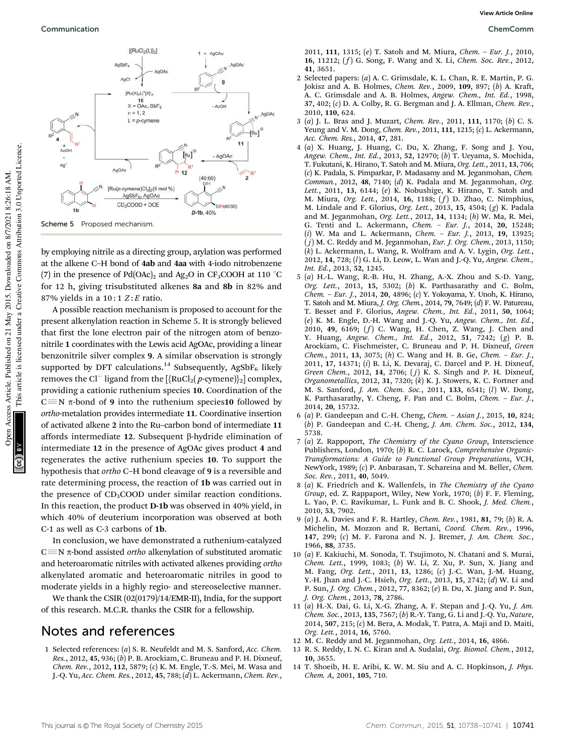Scheme 5 Proposed mechanism.

by employing nitrile as a directing group, arylation was performed at the alkene C–H bond of **4ab** and **4aa** with 4-iodo nitrobenzene (**7**) in the presence of $Pd(OAc)_2$ and $Ag_2O$ in $CF_3COOH$ at 110 °C for 12 h, giving trisubstituted alkenes **8a** and **8b** in 82% and 87% yields in a 10 : 1 *Z* : *E* ratio.

A possible reaction mechanism is proposed to account for the present alkenylation reaction in Scheme 5. It is strongly believed that first the lone electron pair of the nitrogen atom of benzonitrile **1** coordinates with the Lewis acid AgOAc, providing a linear benzonitrile silver complex **9**. A similar observation is strongly supported by DFT calculations.[14] Subsequently, $AgSbF_6$ likely removes the $Cl^-$ ligand from the $[\{RuCl_2(p\text{-cymene})\}_2]$ complex, providing a cationic ruthenium species **10**. Coordination of the C≡N π-bond of **9** into the ruthenium species**10** followed by *ortho*-metalation provides intermediate **11**. Coordinative insertion of activated alkene **2** into the Ru–carbon bond of intermediate **11** affords intermediate **12**. Subsequent β-hydride elimination of intermediate **12** in the presence of AgOAc gives product **4** and regenerates the active ruthenium species **10**. To support the hypothesis that *ortho* C–H bond cleavage of **9** is a reversible and rate determining process, the reaction of **1b** was carried out in the presence of $CD_3COOD$ under similar reaction conditions. In this reaction, the product **D-1b** was observed in 40% yield, in which 40% of deuterium incorporation was observed at both C-1 as well as C-3 carbons of **1b**.

In conclusion, we have demonstrated a ruthenium-catalyzed C≡N π-bond assisted *ortho* alkenylation of substituted aromatic and heteroaromatic nitriles with activated alkenes providing *ortho* alkenylated aromatic and heteroaromatic nitriles in good to moderate yields in a highly regio- and stereoselective manner.

We thank the CSIR (02(0179)/14/EMR-II), India, for the support of this research. M.C.R. thanks the CSIR for a fellowship.

## Notes and references

1 Selected references: (*a*) S. R. Neufeldt and M. S. Sanford, *Acc. Chem. Res.*, 2012, **45**, 936; (*b*) P. B. Arockiam, C. Bruneau and P. H. Dixneuf, *Chem. Rev.*, 2012, **112**, 5879; (*c*) K. M. Engle, T.-S. Mei, M. Wasa and J.-Q. Yu, *Acc. Chem. Res.*, 2012, **45**, 788; (*d*) L. Ackermann, *Chem. Rev.*, 2011, **111**, 1315; (*e*) T. Satoh and M. Miura, *Chem. – Eur. J.*, 2010, **16**, 11212; (*f*) G. Song, F. Wang and X. Li, *Chem. Soc. Rev.*, 2012, **41**, 3651.

2 Selected papers: (*a*) A. C. Grimsdale, K. L. Chan, R. E. Martin, P. G. Jokisz and A. B. Holmes, *Chem. Rev.*, 2009, **109**, 897; (*b*) A. Kraft, A. C. Grimsdale and A. B. Holmes, *Angew. Chem., Int. Ed.*, 1998, **37**, 402; (*c*) D. A. Colby, R. G. Bergman and J. A. Ellman, *Chem. Rev.*, 2010, **110**, 624.

3 (*a*) J. L. Bras and J. Muzart, *Chem. Rev.*, 2011, **111**, 1170; (*b*) C. S. Yeung and V. M. Dong, *Chem. Rev.*, 2011, **111**, 1215; (*c*) L. Ackermann, *Acc. Chem. Res.*, 2014, **47**, 281.

4 (*a*) X. Huang, J. Huang, C. Du, X. Zhang, F. Song and J. You, *Angew. Chem., Int. Ed.*, 2013, **52**, 12970; (*b*) T. Ueyama, S. Mochida, T. Fukutani, K. Hirano, T. Satoh and M. Miura, *Org. Lett.*, 2011, **13**, 706; (*c*) K. Padala, S. Pimparkar, P. Madasamy and M. Jeganmohan, *Chem. Commun.*, 2012, **48**, 7140; (*d*) K. Padala and M. Jeganmohan, *Org. Lett.*, 2011, **13**, 6144; (*e*) K. Nobushige, K. Hirano, T. Satoh and M. Miura, *Org. Lett.*, 2014, **16**, 1188; (*f*) D. Zhao, C. Nimphius, M. Lindale and F. Glorius, *Org. Lett.*, 2013, **15**, 4504; (*g*) K. Padala and M. Jeganmohan, *Org. Lett.*, 2012, **14**, 1134; (*h*) W. Ma, R. Mei, G. Tenti and L. Ackermann, *Chem. – Eur. J.*, 2014, **20**, 15248; (*i*) W. Ma and L. Ackermann, *Chem. – Eur. J.*, 2013, **19**, 13925; (*j*) M. C. Reddy and M. Jeganmohan, *Eur. J. Org. Chem.*, 2013, 1150; (*k*) L. Ackermann, L. Wang, R. Wolfram and A. V. Lygin, *Org. Lett.*, 2012, **14**, 728; (*l*) G. Li, D. Leow, L. Wan and J.-Q. Yu, *Angew. Chem., Int. Ed.*, 2013, **52**, 1245.

5 (*a*) H.-L. Wang, R.-B. Hu, H. Zhang, A.-X. Zhou and S.-D. Yang, *Org. Lett.*, 2013, **15**, 5302; (*b*) K. Parthasarathy and C. Bolm, *Chem. – Eur. J.*, 2014, **20**, 4896; (*c*) Y. Yokoyama, Y. Unoh, K. Hirano, T. Satoh and M. Miura, *J. Org. Chem.*, 2014, **79**, 7649; (*d*) F. W. Patureau, T. Besset and F. Glorius, *Angew. Chem., Int. Ed.*, 2011, **50**, 1064; (*e*) K. M. Engle, D.-H. Wang and J.-Q. Yu, *Angew. Chem., Int. Ed.*, 2010, **49**, 6169; (*f*) C. Wang, H. Chen, Z. Wang, J. Chen and Y. Huang, *Angew. Chem., Int. Ed.*, 2012, **51**, 7242; (*g*) P. B. Arockiam, C. Fischmeister, C. Bruneau and P. H. Dixneuf, *Green Chem.*, 2011, **13**, 3075; (*h*) C. Wang and H. B. Ge, *Chem. – Eur. J.*, 2011, **17**, 14371; (*i*) B. Li, K. Devaraj, C. Darcel and P. H. Dixneuf, *Green Chem.*, 2012, **14**, 2706; (*j*) K. S. Singh and P. H. Dixneuf, *Organometallics*, 2012, **31**, 7320; (*k*) K. J. Stowers, K. C. Fortner and M. S. Sanford, *J. Am. Chem. Soc.*, 2011, **133**, 6541; (*l*) W. Dong, K. Parthasarathy, Y. Cheng, F. Pan and C. Bolm, *Chem. – Eur. J.*, 2014, **20**, 15732.

6 (*a*) P. Gandeepan and C.-H. Cheng, *Chem. – Asian J.*, 2015, **10**, 824; (*b*) P. Gandeepan and C.-H. Cheng, *J. Am. Chem. Soc.*, 2012, **134**, 5738.

7 (*a*) Z. Rappoport, *The Chemistry of the Cyano Group*, Interscience Publishers, London, 1970; (*b*) R. C. Larock, *Comprehensive Organic-Transformations: A Guide to Functional Group Preparations*, VCH, NewYork, 1989; (*c*) P. Anbarasan, T. Schareina and M. Beller, *Chem. Soc. Rev.*, 2011, **40**, 5049.

8 (*a*) K. Friedrich and K. Wallenfels, in *The Chemistry of the Cyano Group*, ed. Z. Rappoport, Wiley, New York, 1970; (*b*) F. F. Fleming, L. Yao, P. C. Ravikumar, L. Funk and B. C. Shook, *J. Med. Chem.*, 2010, **53**, 7902.

9 (*a*) J. A. Davies and F. R. Hartley, *Chem. Rev.*, 1981, **81**, 79; (*b*) R. A. Michelin, M. Mozzon and R. Bertani, *Coord. Chem. Rev.*, 1996, **147**, 299; (*c*) M. F. Farona and N. J. Bremer, *J. Am. Chem. Soc.*, 1966, **88**, 3735.

10 (*a*) F. Kakiuchi, M. Sonoda, T. Tsujimoto, N. Chatani and S. Murai, *Chem. Lett.*, 1999, 1083; (*b*) W. Li, Z. Xu, P. Sun, X. Jiang and M. Fang, *Org. Lett.*, 2011, **13**, 1286; (*c*) J.-C. Wan, J.-M. Huang, Y.-H. Jhan and J.-C. Hsieh, *Org. Lett.*, 2013, **15**, 2742; (*d*) W. Li and P. Sun, *J. Org. Chem.*, 2012, **77**, 8362; (*e*) B. Du, X. Jiang and P. Sun, *J. Org. Chem.*, 2013, **78**, 2786.

11 (*a*) H.-X. Dai, G. Li, X.-G. Zhang, A. F. Stepan and J.-Q. Yu, *J. Am. Chem. Soc.*, 2013, **135**, 7567; (*b*) R.-Y. Tang, G. Li and J.-Q. Yu, *Nature*, 2014, **507**, 215; (*c*) M. Bera, A. Modak, T. Patra, A. Maji and D. Maiti, *Org. Lett.*, 2014, **16**, 5760.

12 M. C. Reddy and M. Jeganmohan, *Org. Lett.*, 2014, **16**, 4866.

13 R. S. Reddy, I. N. C. Kiran and A. Sudalai, *Org. Biomol. Chem.*, 2012, **10**, 3655.

14 T. Shoeib, H. E. Aribi, K. W. M. Siu and A. C. Hopkinson, *J. Phys. Chem. A*, 2001, **105**, 710.